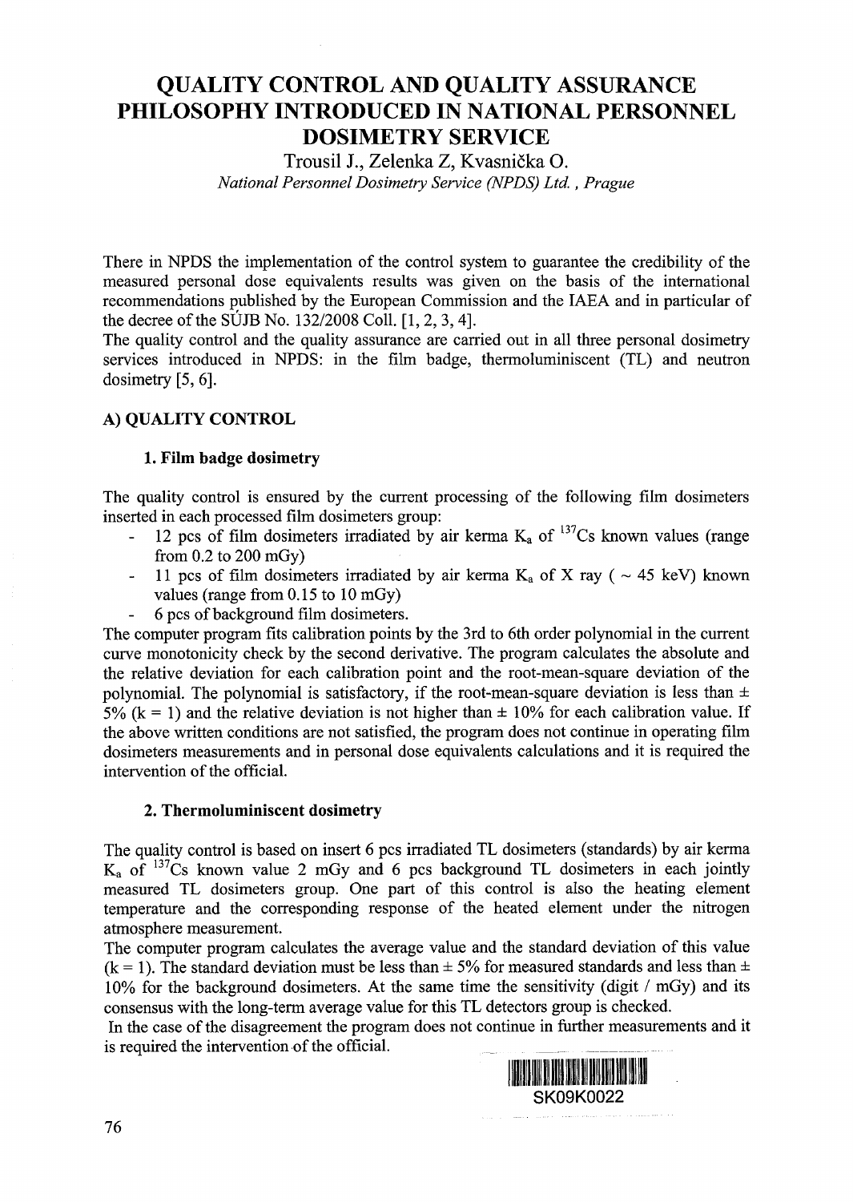# QUALITY CONTROL AND QUALITY ASSURANCE PHILOSOPHY INTRODUCED IN NATIONAL PERSONNEL DOSIMETRY SERVICE

Trousil J., Zelenka Z, Kvasnička O.

*National Personnel Dosimetry Service (NPDS) Ltd. , Prague*

There in NPDS the implementation of the control system to guarantee the credibility of the measured personal dose equivalents results was given on the basis of the international recommendations published by the European Commission and the IAEA and in particular of the decree of the SÚJB No. 132/2008 Coll. [1, 2, 3, 4].

The quality control and the quality assurance are carried out in all three personal dosimetry services introduced in NPDS: in the film badge, thermoluminiscent (TL) and neutron dosimetry [5, 6].

## A) QUALITY CONTROL

### 1. Film badge dosimetry

The quality control is ensured by the current processing of the following film dosimeters inserted in each processed film dosimeters group:

- 12 pcs of film dosimeters irradiated by air kerma $K_a$ of $^{137}Cs$ known values (range from 0.2 to 200 mGy)
- 11 pcs of film dosimeters irradiated by air kerma $K_a$ of X ray ( ~ 45 keV) known values (range from 0.15 to 10 mGy)
- 6 pcs of background film dosimeters.

The computer program fits calibration points by the 3rd to 6th order polynomial in the current curve monotonicity check by the second derivative. The program calculates the absolute and the relative deviation for each calibration point and the root-mean-square deviation of the polynomial. The polynomial is satisfactory, if the root-mean-square deviation is less than ± 5% (k = 1) and the relative deviation is not higher than ± 10% for each calibration value. If the above written conditions are not satisfied, the program does not continue in operating film dosimeters measurements and in personal dose equivalents calculations and it is required the intervention of the official.

### 2. Thermoluminiscent dosimetry

The quality control is based on insert 6 pcs irradiated TL dosimeters (standards) by air kerma $K_a$ of $^{137}Cs$ known value 2 mGy and 6 pcs background TL dosimeters in each jointly measured TL dosimeters group. One part of this control is also the heating element temperature and the corresponding response of the heated element under the nitrogen atmosphere measurement.

The computer program calculates the average value and the standard deviation of this value (k = 1). The standard deviation must be less than ± 5% for measured standards and less than ± 10% for the background dosimeters. At the same time the sensitivity (digit / mGy) and its consensus with the long-term average value for this TL detectors group is checked.

In the case of the disagreement the program does not continue in further measurements and it is required the intervention of the official.

SK09K0022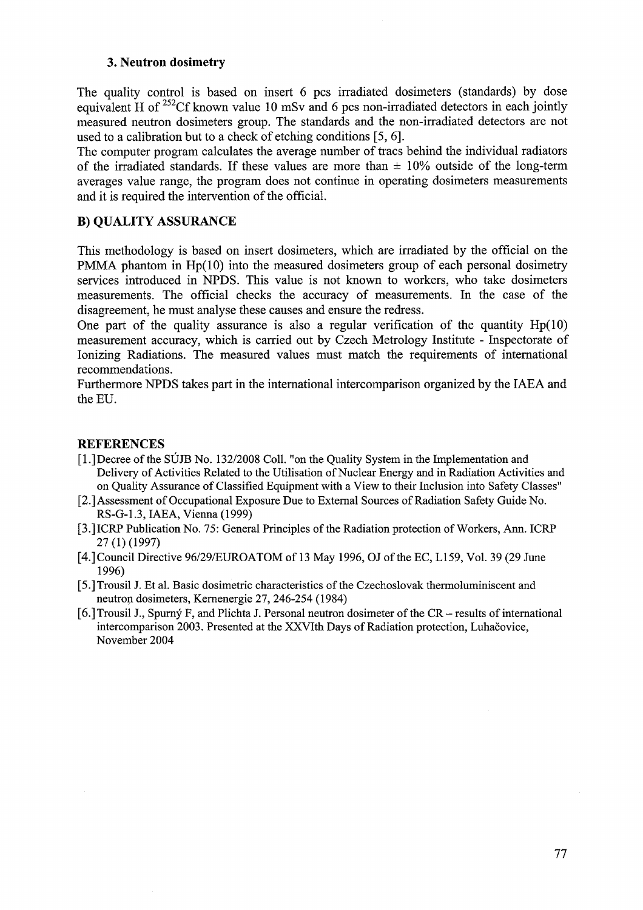### 3. Neutron dosimetry

The quality control is based on insert 6 pcs irradiated dosimeters (standards) by dose equivalent H of $^{252}Cf$ known value 10 mSv and 6 pcs non-irradiated detectors in each jointly measured neutron dosimeters group. The standards and the non-irradiated detectors are not used to a calibration but to a check of etching conditions [5, 6].

The computer program calculates the average number of tracs behind the individual radiators of the irradiated standards. If these values are more than ± 10% outside of the long-term averages value range, the program does not continue in operating dosimeters measurements and it is required the intervention of the official.

## B) QUALITY ASSURANCE

This methodology is based on insert dosimeters, which are irradiated by the official on the PMMA phantom in Hp(10) into the measured dosimeters group of each personal dosimetry services introduced in NPDS. This value is not known to workers, who take dosimeters measurements. The official checks the accuracy of measurements. In the case of the disagreement, he must analyse these causes and ensure the redress.

One part of the quality assurance is also a regular verification of the quantity Hp(10) measurement accuracy, which is carried out by Czech Metrology Institute - Inspectorate of Ionizing Radiations. The measured values must match the requirements of international recommendations.

Furthermore NPDS takes part in the international intercomparison organized by the IAEA and the EU.

## REFERENCES

[1.] Decree of the SÚJB No. 132/2008 Coll. "on the Quality System in the Implementation and Delivery of Activities Related to the Utilisation of Nuclear Energy and in Radiation Activities and on Quality Assurance of Classified Equipment with a View to their Inclusion into Safety Classes"

[2.] Assessment of Occupational Exposure Due to External Sources of Radiation Safety Guide No. RS-G-1.3, IAEA, Vienna (1999)

[3.] ICRP Publication No. 75: General Principles of the Radiation protection of Workers, Ann. ICRP 27 (1) (1997)

[4.] Council Directive 96/29/EUROATOM of 13 May 1996, OJ of the EC, L159, Vol. 39 (29 June 1996)

[5.] Trousil J. Et al. Basic dosimetric characteristics of the Czechoslovak thermoluminiscent and neutron dosimeters, Kernenergie 27, 246-254 (1984)

[6.] Trousil J., Spurný F, and Plichta J. Personal neutron dosimeter of the CR – results of international intercomparison 2003. Presented at the XXVIth Days of Radiation protection, Luhačovice, November 2004